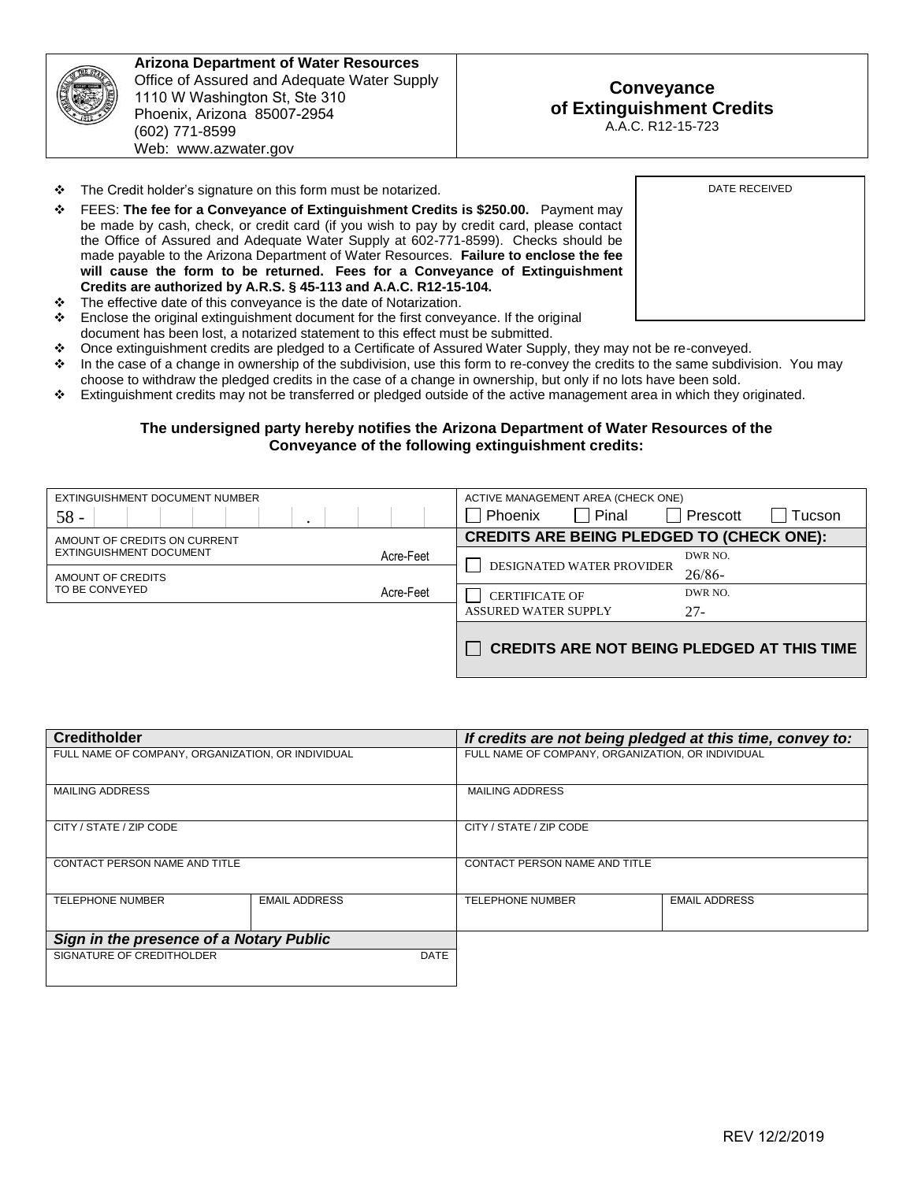**Arizona Department of Water Resources**
Office of Assured and Adequate Water Supply
1110 W Washington St, Ste 310
Phoenix, Arizona 85007-2954
(602) 771-8599
Web: www.azwater.gov

# Conveyance of Extinguishment Credits

A.A.C. R12-15-723

| DATE RECEIVED |
|---|
| |

- The Credit holder's signature on this form must be notarized.
- FEES: **The fee for a Conveyance of Extinguishment Credits is $250.00.** Payment may be made by cash, check, or credit card (if you wish to pay by credit card, please contact the Office of Assured and Adequate Water Supply at 602-771-8599). Checks should be made payable to the Arizona Department of Water Resources. **Failure to enclose the fee will cause the form to be returned. Fees for a Conveyance of Extinguishment Credits are authorized by A.R.S. § 45-113 and A.A.C. R12-15-104.**
- The effective date of this conveyance is the date of Notarization.
- Enclose the original extinguishment document for the first conveyance. If the original document has been lost, a notarized statement to this effect must be submitted.
- Once extinguishment credits are pledged to a Certificate of Assured Water Supply, they may not be re-conveyed.
- In the case of a change in ownership of the subdivision, use this form to re-convey the credits to the same subdivision. You may choose to withdraw the pledged credits in the case of a change in ownership, but only if no lots have been sold.
- Extinguishment credits may not be transferred or pledged outside of the active management area in which they originated.

**The undersigned party hereby notifies the Arizona Department of Water Resources of the Conveyance of the following extinguishment credits:**

| EXTINGUISHMENT DOCUMENT NUMBER | | ACTIVE MANAGEMENT AREA (CHECK ONE) | |
|---|---|---|---|
| 58 - &nbsp;&nbsp;&nbsp;&nbsp;&nbsp;&nbsp;&nbsp;&nbsp; . | | ☐ Phoenix ☐ Pinal ☐ Prescott ☐ Tucson | |
| AMOUNT OF CREDITS ON CURRENT EXTINGUISHMENT DOCUMENT | Acre-Feet | **CREDITS ARE BEING PLEDGED TO (CHECK ONE):** | |
| AMOUNT OF CREDITS TO BE CONVEYED | Acre-Feet | ☐ DESIGNATED WATER PROVIDER | DWR NO. 26/86- |
| | | ☐ CERTIFICATE OF ASSURED WATER SUPPLY | DWR NO. 27- |
| | | ☐ **CREDITS ARE NOT BEING PLEDGED AT THIS TIME** | |

| **Creditholder** | | ***If credits are not being pledged at this time, convey to:*** | |
|---|---|---|---|
| FULL NAME OF COMPANY, ORGANIZATION, OR INDIVIDUAL | | FULL NAME OF COMPANY, ORGANIZATION, OR INDIVIDUAL | |
| MAILING ADDRESS | | MAILING ADDRESS | |
| CITY / STATE / ZIP CODE | | CITY / STATE / ZIP CODE | |
| CONTACT PERSON NAME AND TITLE | | CONTACT PERSON NAME AND TITLE | |
| TELEPHONE NUMBER | EMAIL ADDRESS | TELEPHONE NUMBER | EMAIL ADDRESS |

| ***Sign in the presence of a Notary Public*** | |
|---|---|
| SIGNATURE OF CREDITHOLDER | DATE |

REV 12/2/2019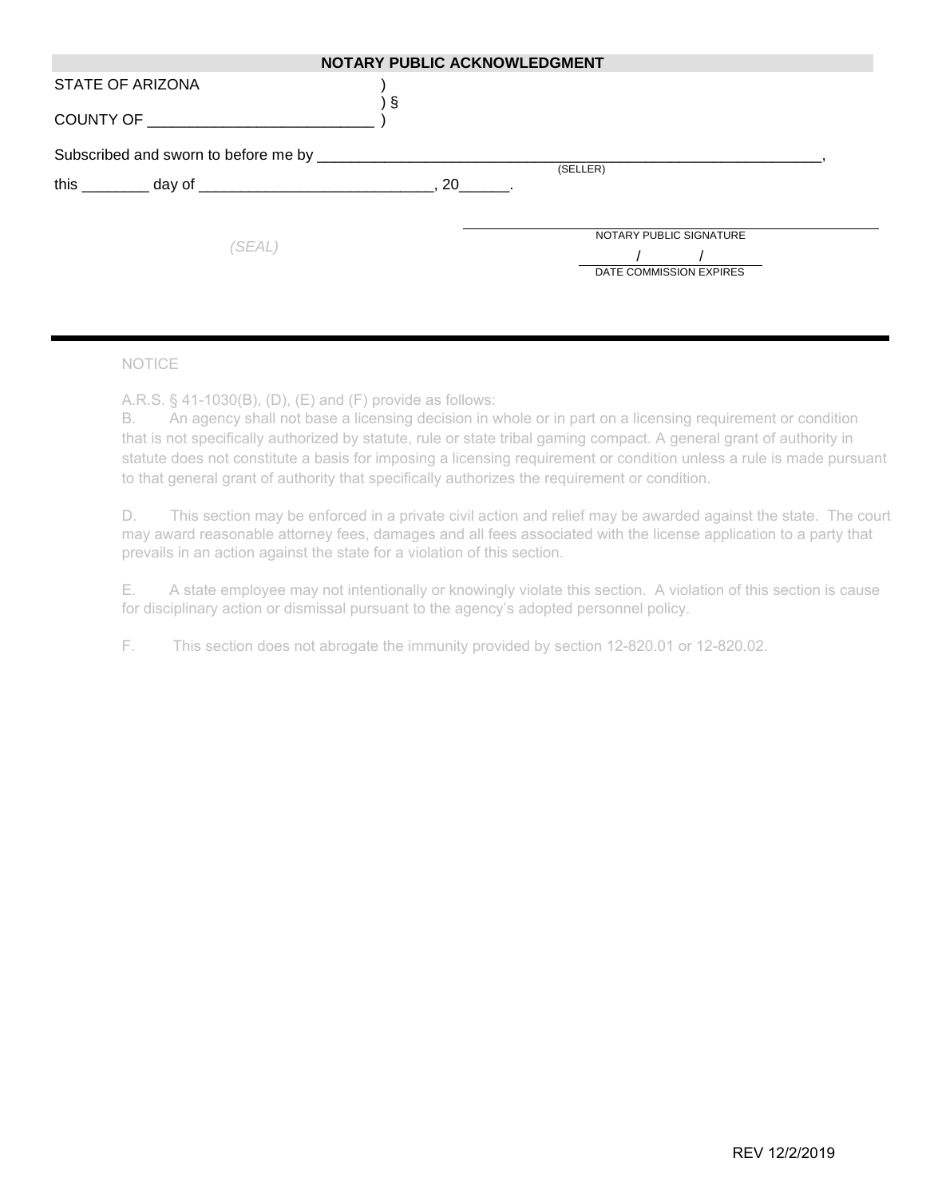## NOTARY PUBLIC ACKNOWLEDGMENT

STATE OF ARIZONA )
) §
COUNTY OF ___________________________ )

Subscribed and sworn to before me by _______________________________________________________________,
(SELLER)

this ________ day of ____________________________, 20______.

(SEAL)

______________________________
NOTARY PUBLIC SIGNATURE

____/____/____
DATE COMMISSION EXPIRES

---

NOTICE

A.R.S. § 41-1030(B), (D), (E) and (F) provide as follows:

B. An agency shall not base a licensing decision in whole or in part on a licensing requirement or condition that is not specifically authorized by statute, rule or state tribal gaming compact. A general grant of authority in statute does not constitute a basis for imposing a licensing requirement or condition unless a rule is made pursuant to that general grant of authority that specifically authorizes the requirement or condition.

D. This section may be enforced in a private civil action and relief may be awarded against the state. The court may award reasonable attorney fees, damages and all fees associated with the license application to a party that prevails in an action against the state for a violation of this section.

E. A state employee may not intentionally or knowingly violate this section. A violation of this section is cause for disciplinary action or dismissal pursuant to the agency's adopted personnel policy.

F. This section does not abrogate the immunity provided by section 12-820.01 or 12-820.02.

REV 12/2/2019